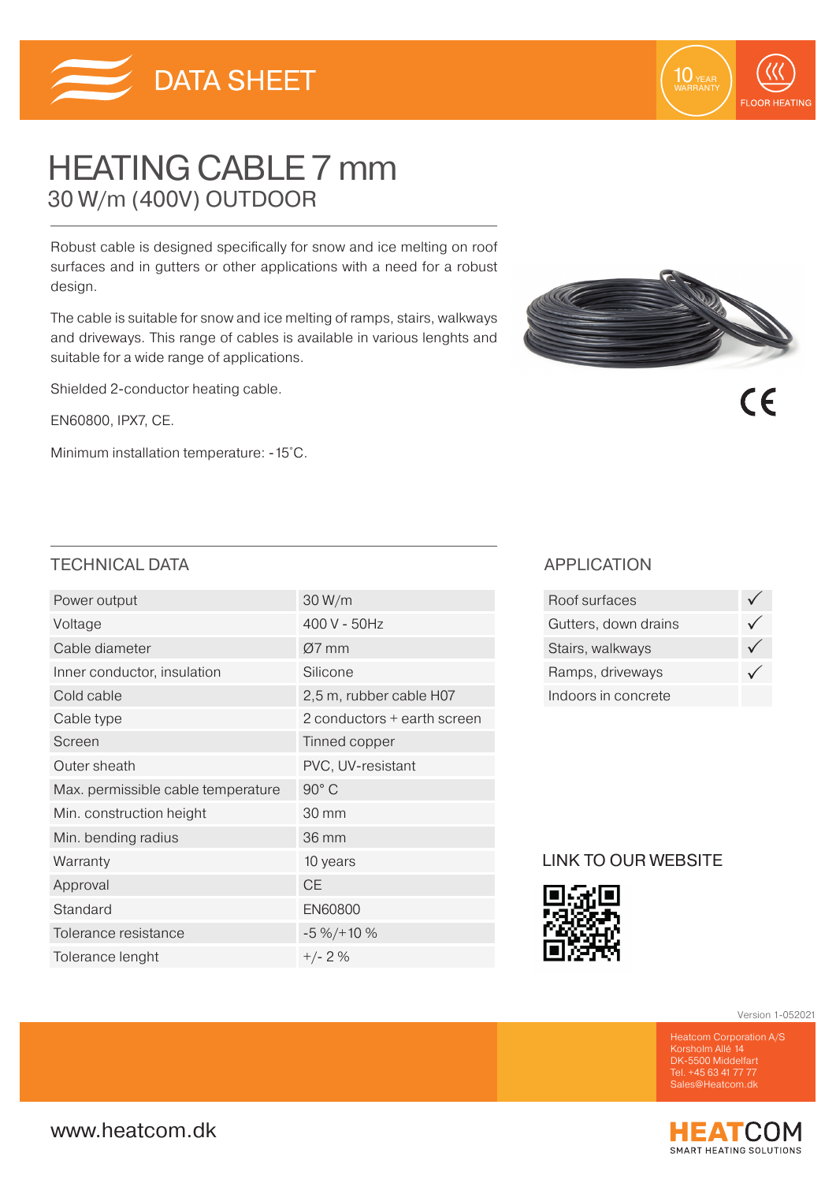DATA SHEET

10 YEAR WARRANTY

FLOOR HEATING

# HEATING CABLE 7 mm

## 30 W/m (400V) OUTDOOR

Robust cable is designed specifically for snow and ice melting on roof surfaces and in gutters or other applications with a need for a robust design.

The cable is suitable for snow and ice melting of ramps, stairs, walkways and driveways. This range of cables is available in various lenghts and suitable for a wide range of applications.

Shielded 2-conductor heating cable.

EN60800, IPX7, CE.

Minimum installation temperature: -15˚C.

## TECHNICAL DATA

| | |
|---|---|
| Power output | 30 W/m |
| Voltage | 400 V - 50Hz |
| Cable diameter | Ø7 mm |
| Inner conductor, insulation | Silicone |
| Cold cable | 2,5 m, rubber cable H07 |
| Cable type | 2 conductors + earth screen |
| Screen | Tinned copper |
| Outer sheath | PVC, UV-resistant |
| Max. permissible cable temperature | 90° C |
| Min. construction height | 30 mm |
| Min. bending radius | 36 mm |
| Warranty | 10 years |
| Approval | CE |
| Standard | EN60800 |
| Tolerance resistance | -5 %/+10 % |
| Tolerance lenght | +/- 2 % |

## APPLICATION

| | |
|---|---|
| Roof surfaces | ✓ |
| Gutters, down drains | ✓ |
| Stairs, walkways | ✓ |
| Ramps, driveways | ✓ |
| Indoors in concrete | |

## LINK TO OUR WEBSITE

Version 1-052021

Heatcom Corporation A/S
Korsholm Allé 14
DK-5500 Middelfart
Tel. +45 63 41 77 77
Sales@Heatcom.dk

www.heatcom.dk

HEATCOM
SMART HEATING SOLUTIONS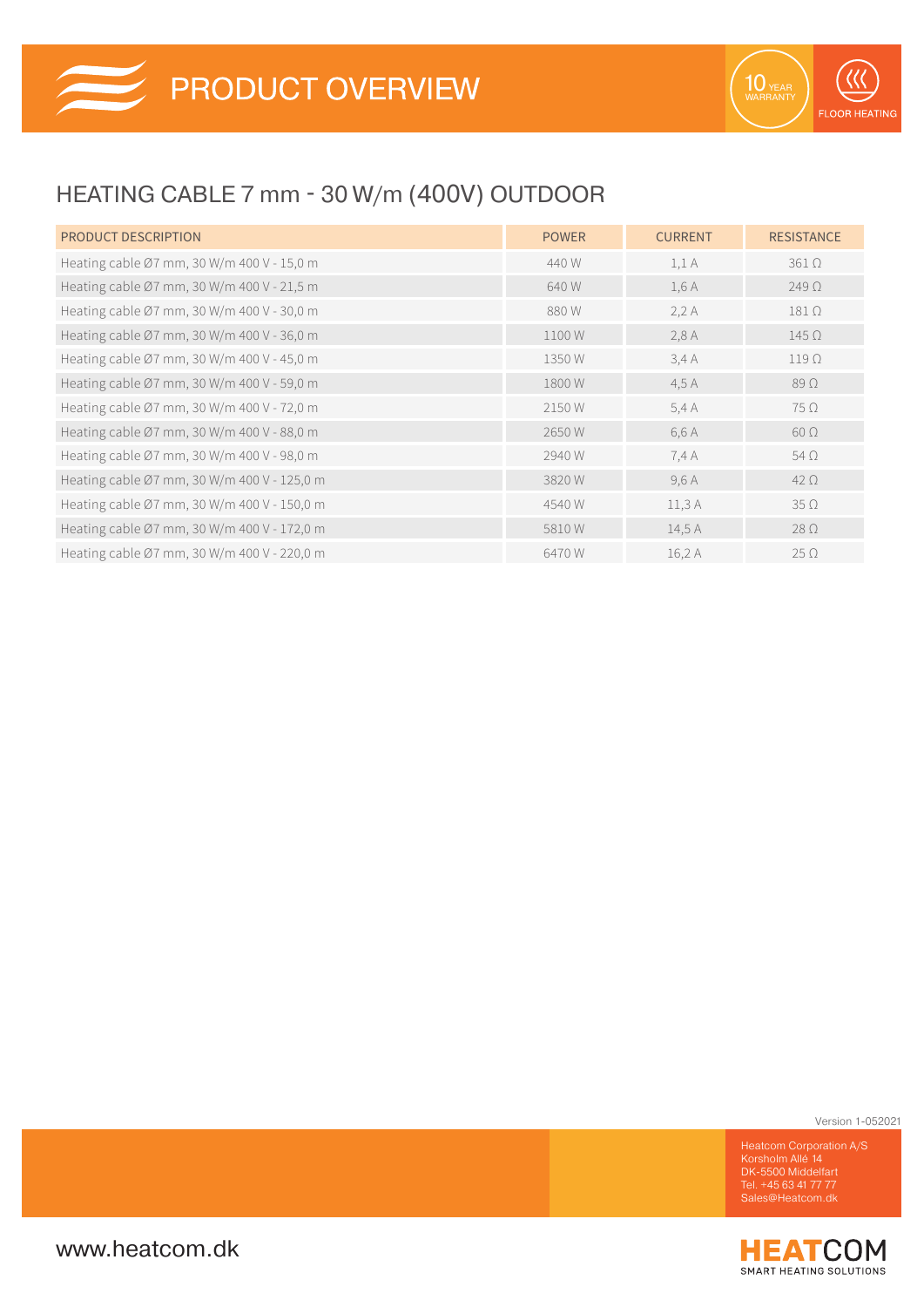# PRODUCT OVERVIEW

10 YEAR WARRANTY

FLOOR HEATING

## HEATING CABLE 7 mm - 30 W/m (400V) OUTDOOR

| PRODUCT DESCRIPTION | POWER | CURRENT | RESISTANCE |
|---|---|---|---|
| Heating cable Ø7 mm, 30 W/m 400 V - 15,0 m | 440 W | 1,1 A | 361 Ω |
| Heating cable Ø7 mm, 30 W/m 400 V - 21,5 m | 640 W | 1,6 A | 249 Ω |
| Heating cable Ø7 mm, 30 W/m 400 V - 30,0 m | 880 W | 2,2 A | 181 Ω |
| Heating cable Ø7 mm, 30 W/m 400 V - 36,0 m | 1100 W | 2,8 A | 145 Ω |
| Heating cable Ø7 mm, 30 W/m 400 V - 45,0 m | 1350 W | 3,4 A | 119 Ω |
| Heating cable Ø7 mm, 30 W/m 400 V - 59,0 m | 1800 W | 4,5 A | 89 Ω |
| Heating cable Ø7 mm, 30 W/m 400 V - 72,0 m | 2150 W | 5,4 A | 75 Ω |
| Heating cable Ø7 mm, 30 W/m 400 V - 88,0 m | 2650 W | 6,6 A | 60 Ω |
| Heating cable Ø7 mm, 30 W/m 400 V - 98,0 m | 2940 W | 7,4 A | 54 Ω |
| Heating cable Ø7 mm, 30 W/m 400 V - 125,0 m | 3820 W | 9,6 A | 42 Ω |
| Heating cable Ø7 mm, 30 W/m 400 V - 150,0 m | 4540 W | 11,3 A | 35 Ω |
| Heating cable Ø7 mm, 30 W/m 400 V - 172,0 m | 5810 W | 14,5 A | 28 Ω |
| Heating cable Ø7 mm, 30 W/m 400 V - 220,0 m | 6470 W | 16,2 A | 25 Ω |

Version 1-052021

Heatcom Corporation A/S
Korsholm Allé 14
DK-5500 Middelfart
Tel. +45 63 41 77 77
Sales@Heatcom.dk

www.heatcom.dk

HEATCOM
SMART HEATING SOLUTIONS